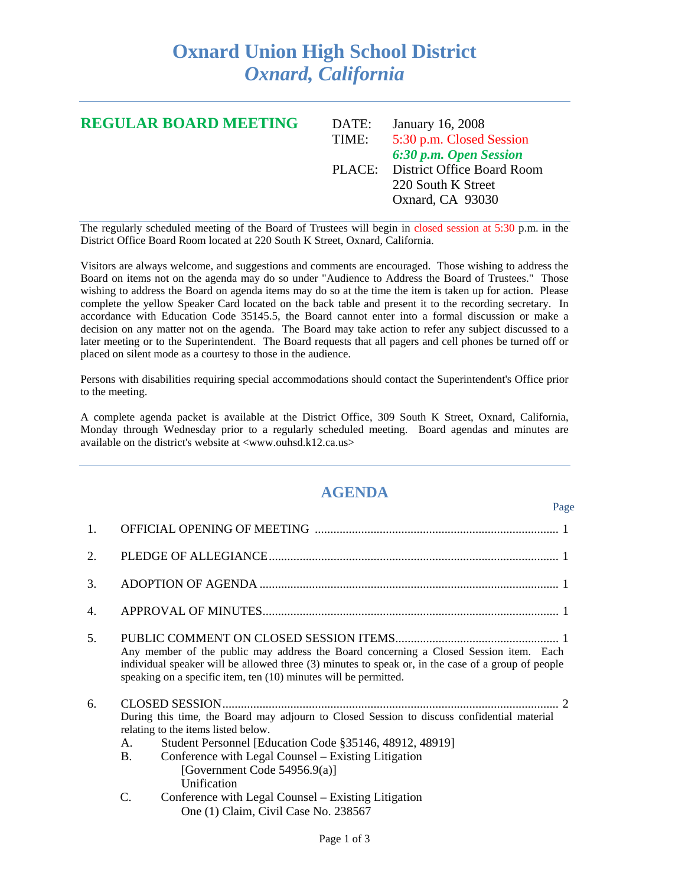# Oxnard Union High School District
## *Oxnard, California*

---

## REGULAR BOARD MEETING

DATE: January 16, 2008
TIME: 5:30 p.m. Closed Session
***6:30 p.m. Open Session***
PLACE: District Office Board Room
220 South K Street
Oxnard, CA 93030

---

The regularly scheduled meeting of the Board of Trustees will begin in closed session at 5:30 p.m. in the District Office Board Room located at 220 South K Street, Oxnard, California.

Visitors are always welcome, and suggestions and comments are encouraged. Those wishing to address the Board on items not on the agenda may do so under "Audience to Address the Board of Trustees." Those wishing to address the Board on agenda items may do so at the time the item is taken up for action. Please complete the yellow Speaker Card located on the back table and present it to the recording secretary. In accordance with Education Code 35145.5, the Board cannot enter into a formal discussion or make a decision on any matter not on the agenda. The Board may take action to refer any subject discussed to a later meeting or to the Superintendent. The Board requests that all pagers and cell phones be turned off or placed on silent mode as a courtesy to those in the audience.

Persons with disabilities requiring special accommodations should contact the Superintendent's Office prior to the meeting.

A complete agenda packet is available at the District Office, 309 South K Street, Oxnard, California, Monday through Wednesday prior to a regularly scheduled meeting. Board agendas and minutes are available on the district's website at <www.ouhsd.k12.ca.us>

---

## AGENDA

Page

1. OFFICIAL OPENING OF MEETING ........................................ 1

2. PLEDGE OF ALLEGIANCE ........................................ 1

3. ADOPTION OF AGENDA ........................................ 1

4. APPROVAL OF MINUTES ........................................ 1

5. PUBLIC COMMENT ON CLOSED SESSION ITEMS ........................................ 1
   Any member of the public may address the Board concerning a Closed Session item. Each individual speaker will be allowed three (3) minutes to speak or, in the case of a group of people speaking on a specific item, ten (10) minutes will be permitted.

6. CLOSED SESSION ........................................ 2
   During this time, the Board may adjourn to Closed Session to discuss confidential material relating to the items listed below.
   A. Student Personnel [Education Code §35146, 48912, 48919]
   B. Conference with Legal Counsel – Existing Litigation
      [Government Code 54956.9(a)]
      Unification
   C. Conference with Legal Counsel – Existing Litigation
      One (1) Claim, Civil Case No. 238567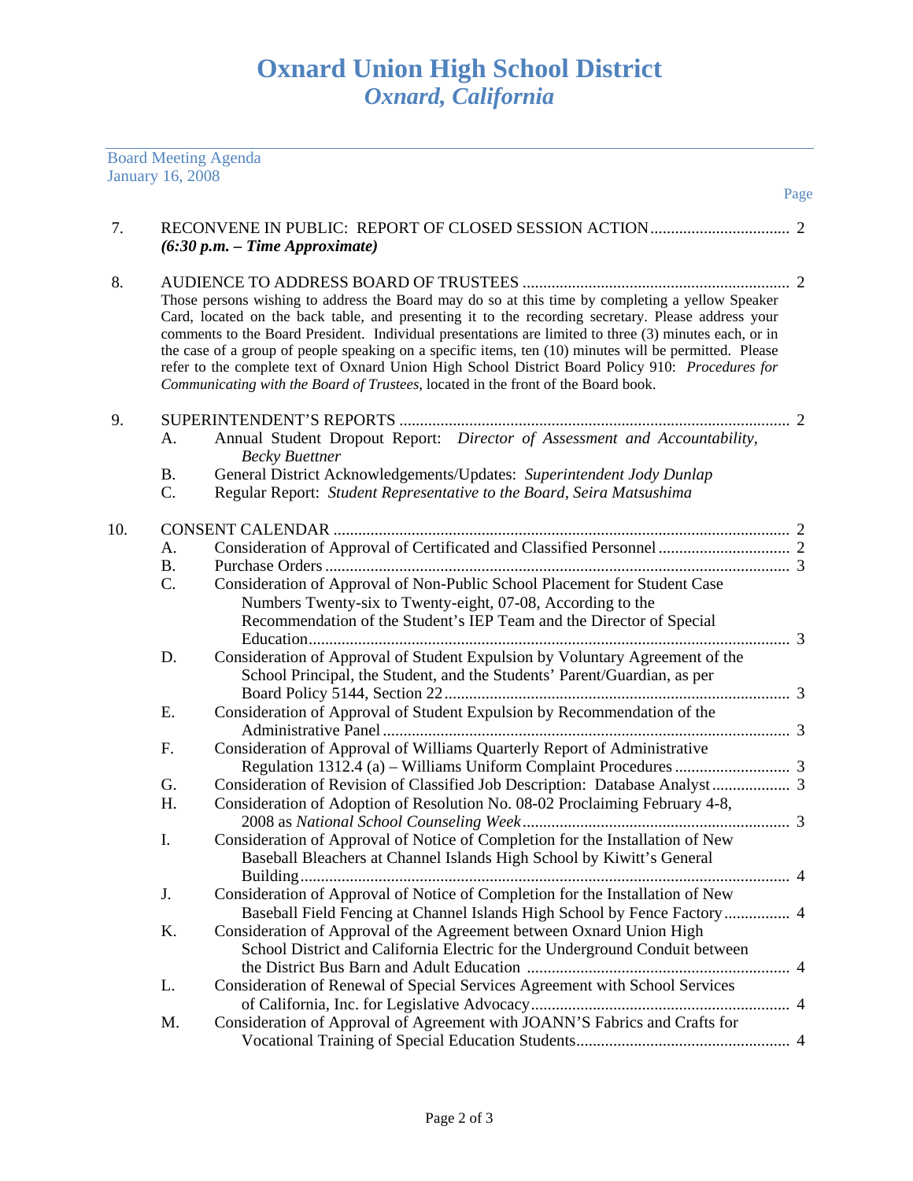# Oxnard Union High School District
## *Oxnard, California*

Board Meeting Agenda
January 16, 2008

Page

7. RECONVENE IN PUBLIC: REPORT OF CLOSED SESSION ACTION .................................. 2
   *(6:30 p.m. – Time Approximate)*

8. AUDIENCE TO ADDRESS BOARD OF TRUSTEES ................................................................. 2
   Those persons wishing to address the Board may do so at this time by completing a yellow Speaker Card, located on the back table, and presenting it to the recording secretary. Please address your comments to the Board President. Individual presentations are limited to three (3) minutes each, or in the case of a group of people speaking on a specific items, ten (10) minutes will be permitted. Please refer to the complete text of Oxnard Union High School District Board Policy 910: *Procedures for Communicating with the Board of Trustees,* located in the front of the Board book.

9. SUPERINTENDENT'S REPORTS .............................................................................................. 2
   - A. Annual Student Dropout Report: *Director of Assessment and Accountability, Becky Buettner*
   - B. General District Acknowledgements/Updates: *Superintendent Jody Dunlap*
   - C. Regular Report: *Student Representative to the Board, Seira Matsushima*

10. CONSENT CALENDAR ............................................................................................................. 2
   - A. Consideration of Approval of Certificated and Classified Personnel ................................ 2
   - B. Purchase Orders ................................................................................................................ 3
   - C. Consideration of Approval of Non-Public School Placement for Student Case Numbers Twenty-six to Twenty-eight, 07-08, According to the Recommendation of the Student's IEP Team and the Director of Special Education.................................................................................................................... 3
   - D. Consideration of Approval of Student Expulsion by Voluntary Agreement of the School Principal, the Student, and the Students' Parent/Guardian, as per Board Policy 5144, Section 22 ................................................................................... 3
   - E. Consideration of Approval of Student Expulsion by Recommendation of the Administrative Panel .................................................................................................. 3
   - F. Consideration of Approval of Williams Quarterly Report of Administrative Regulation 1312.4 (a) – Williams Uniform Complaint Procedures ........................... 3
   - G. Consideration of Revision of Classified Job Description: Database Analyst .................. 3
   - H. Consideration of Adoption of Resolution No. 08-02 Proclaiming February 4-8, 2008 as *National School Counseling Week* ................................................................. 3
   - I. Consideration of Approval of Notice of Completion for the Installation of New Baseball Bleachers at Channel Islands High School by Kiwitt's General Building ...................................................................................................................... 4
   - J. Consideration of Approval of Notice of Completion for the Installation of New Baseball Field Fencing at Channel Islands High School by Fence Factory ................ 4
   - K. Consideration of Approval of the Agreement between Oxnard Union High School District and California Electric for the Underground Conduit between the District Bus Barn and Adult Education ............................................................... 4
   - L. Consideration of Renewal of Special Services Agreement with School Services of California, Inc. for Legislative Advocacy .............................................................. 4
   - M. Consideration of Approval of Agreement with JOANN'S Fabrics and Crafts for Vocational Training of Special Education Students................................................... 4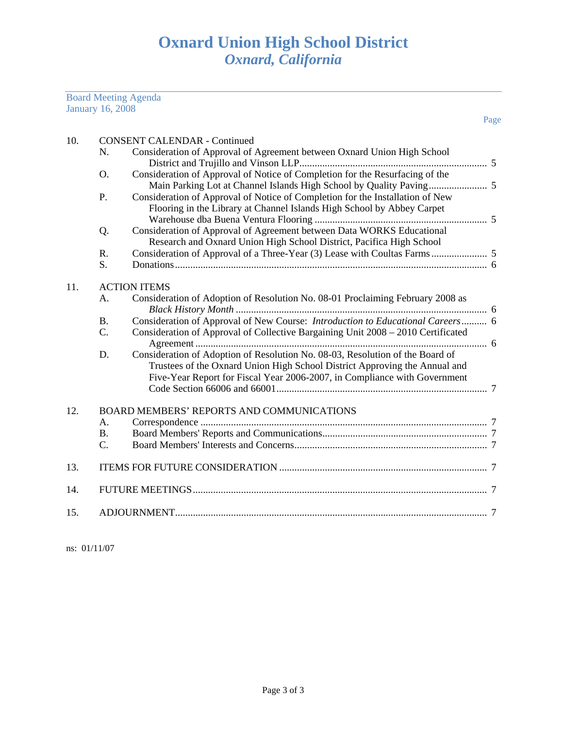# Oxnard Union High School District
## *Oxnard, California*

Board Meeting Agenda
January 16, 2008

Page

10. CONSENT CALENDAR - Continued
    - N. Consideration of Approval of Agreement between Oxnard Union High School District and Trujillo and Vinson LLP ........ 5
    - O. Consideration of Approval of Notice of Completion for the Resurfacing of the Main Parking Lot at Channel Islands High School by Quality Paving ........ 5
    - P. Consideration of Approval of Notice of Completion for the Installation of New Flooring in the Library at Channel Islands High School by Abbey Carpet Warehouse dba Buena Ventura Flooring ........ 5
    - Q. Consideration of Approval of Agreement between Data WORKS Educational Research and Oxnard Union High School District, Pacifica High School
    - R. Consideration of Approval of a Three-Year (3) Lease with Coultas Farms ........ 5
    - S. Donations ........ 6

11. ACTION ITEMS
    - A. Consideration of Adoption of Resolution No. 08-01 Proclaiming February 2008 as *Black History Month* ........ 6
    - B. Consideration of Approval of New Course: *Introduction to Educational Careers* ........ 6
    - C. Consideration of Approval of Collective Bargaining Unit 2008 – 2010 Certificated Agreement ........ 6
    - D. Consideration of Adoption of Resolution No. 08-03, Resolution of the Board of Trustees of the Oxnard Union High School District Approving the Annual and Five-Year Report for Fiscal Year 2006-2007, in Compliance with Government Code Section 66006 and 66001 ........ 7

12. BOARD MEMBERS' REPORTS AND COMMUNICATIONS
    - A. Correspondence ........ 7
    - B. Board Members' Reports and Communications ........ 7
    - C. Board Members' Interests and Concerns ........ 7

13. ITEMS FOR FUTURE CONSIDERATION ........ 7

14. FUTURE MEETINGS ........ 7

15. ADJOURNMENT ........ 7

ns: 01/11/07